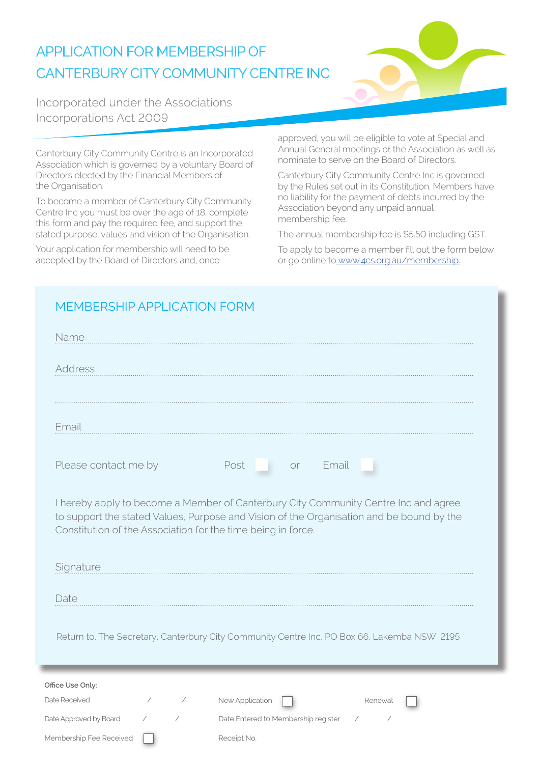# APPLICATION FOR MEMBERSHIP OF CANTERBURY CITY COMMUNITY CENTRE INC

Incorporated under the Associations Incorporations Act 2009

Canterbury City Community Centre is an Incorporated Association which is governed by a voluntary Board of Directors elected by the Financial Members of the Organisation.

To become a member of Canterbury City Community Centre Inc you must be over the age of 18, complete this form and pay the required fee, and support the stated purpose, values and vision of the Organisation.

Your application for membership will need to be accepted by the Board of Directors and, once approved, you will be eligible to vote at Special and Annual General meetings of the Association as well as nominate to serve on the Board of Directors.

Canterbury City Community Centre Inc is governed by the Rules set out in its Constitution. Members have no liability for the payment of debts incurred by the Association beyond any unpaid annual membership fee.

The annual membership fee is $5.50 including GST.

To apply to become a member fill out the form below or go online to www.4cs.org.au/membership.

## MEMBERSHIP APPLICATION FORM

Name ..............................................................................................................

Address ..............................................................................................................

..............................................................................................................

Email ..............................................................................................................

Please contact me by Post ☐ or Email ☐

I hereby apply to become a Member of Canterbury City Community Centre Inc and agree to support the stated Values, Purpose and Vision of the Organisation and be bound by the Constitution of the Association for the time being in force.

Signature ..............................................................................................................

Date ..............................................................................................................

Return to, The Secretary, Canterbury City Community Centre Inc, PO Box 66, Lakemba NSW 2195

**Office Use Only:**

Date Received / / New Application ☐ Renewal ☐

Date Approved by Board / / Date Entered to Membership register / /

Membership Fee Received ☐ Receipt No.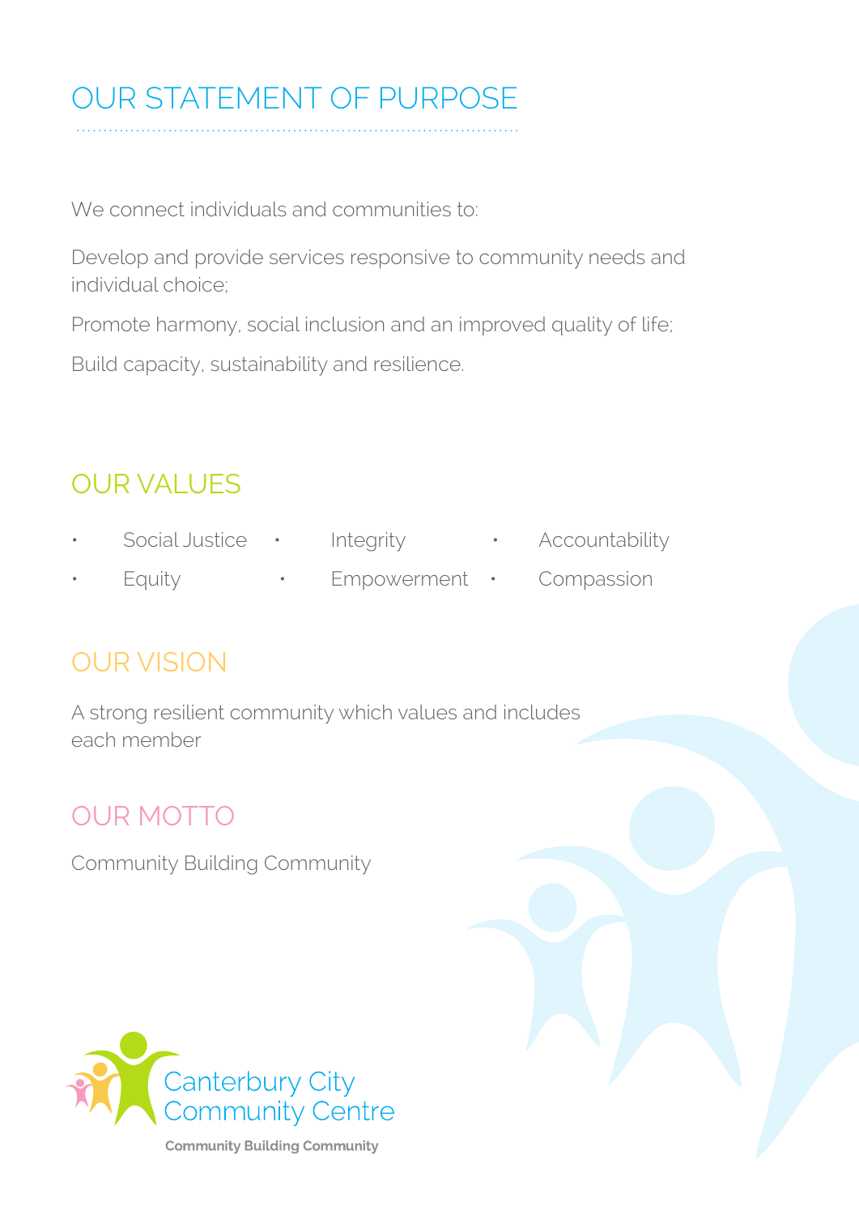# OUR STATEMENT OF PURPOSE

We connect individuals and communities to:

Develop and provide services responsive to community needs and individual choice;

Promote harmony, social inclusion and an improved quality of life;

Build capacity, sustainability and resilience.

## OUR VALUES

- Social Justice
- Integrity
- Accountability
- Equity
- Empowerment
- Compassion

## OUR VISION

A strong resilient community which values and includes each member

## OUR MOTTO

Community Building Community

Canterbury City Community Centre

Community Building Community